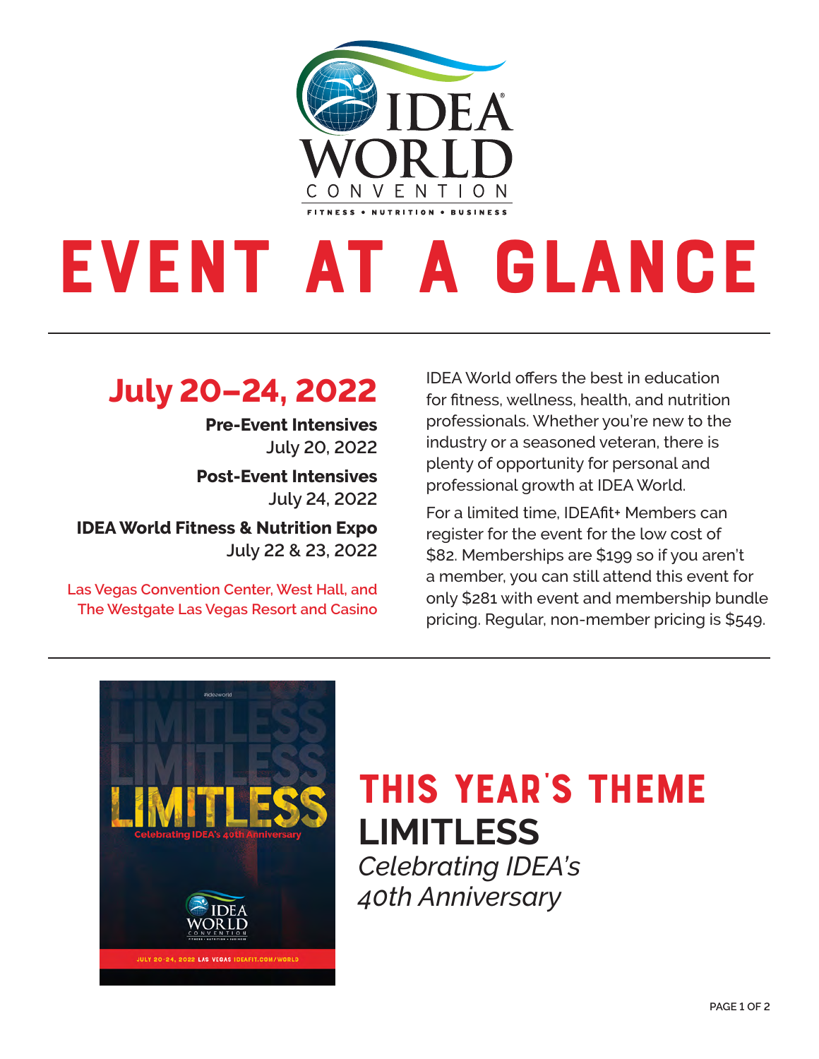# EVENT AT A GLANCE

## July 20–24, 2022

**Pre-Event Intensives**
July 20, 2022

**Post-Event Intensives**
July 24, 2022

**IDEA World Fitness & Nutrition Expo**
July 22 & 23, 2022

Las Vegas Convention Center, West Hall, and The Westgate Las Vegas Resort and Casino

IDEA World offers the best in education for fitness, wellness, health, and nutrition professionals. Whether you're new to the industry or a seasoned veteran, there is plenty of opportunity for personal and professional growth at IDEA World.

For a limited time, IDEAfit+ Members can register for the event for the low cost of $82. Memberships are $199 so if you aren't a member, you can still attend this event for only $281 with event and membership bundle pricing. Regular, non-member pricing is $549.

## THIS YEAR'S THEME

**LIMITLESS**

*Celebrating IDEA's 40th Anniversary*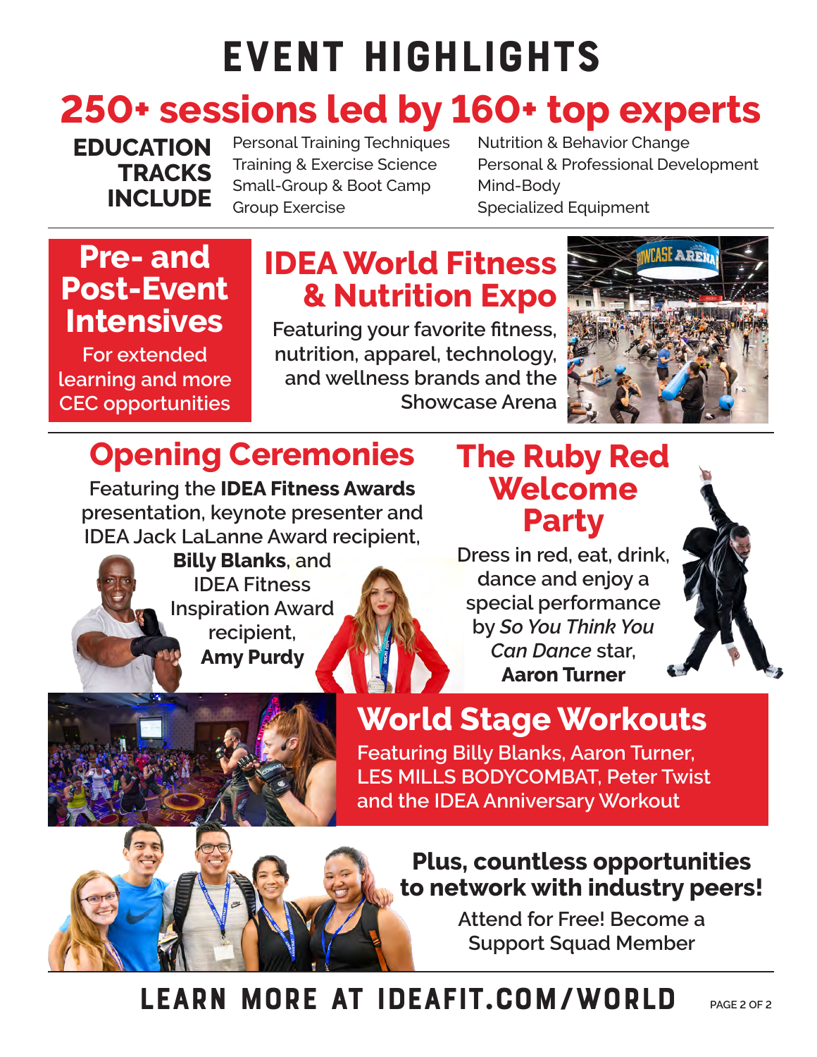# EVENT HIGHLIGHTS

## 250+ sessions led by 160+ top experts

**EDUCATION TRACKS INCLUDE**

- Personal Training Techniques
- Training & Exercise Science
- Small-Group & Boot Camp
- Group Exercise
- Nutrition & Behavior Change
- Personal & Professional Development
- Mind-Body
- Specialized Equipment

## Pre- and Post-Event Intensives

For extended learning and more CEC opportunities

## IDEA World Fitness & Nutrition Expo

Featuring your favorite fitness, nutrition, apparel, technology, and wellness brands and the Showcase Arena

## Opening Ceremonies

Featuring the **IDEA Fitness Awards** presentation, keynote presenter and IDEA Jack LaLanne Award recipient, **Billy Blanks**, and IDEA Fitness Inspiration Award recipient, **Amy Purdy**

## The Ruby Red Welcome Party

Dress in red, eat, drink, dance and enjoy a special performance by *So You Think You Can Dance* star, **Aaron Turner**

## World Stage Workouts

Featuring Billy Blanks, Aaron Turner, LES MILLS BODYCOMBAT, Peter Twist and the IDEA Anniversary Workout

**Plus, countless opportunities to network with industry peers!**

Attend for Free! Become a Support Squad Member

# LEARN MORE AT IDEAFIT.COM/WORLD